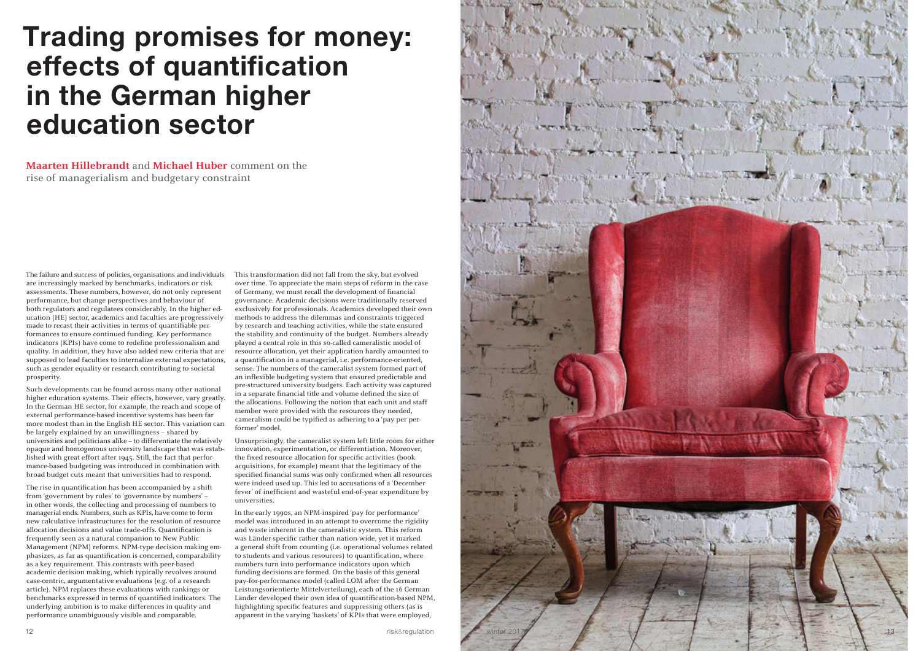# Trading promises for money: effects of quantification in the German higher education sector

**Maarten Hillebrandt** and **Michael Huber** comment on the rise of managerialism and budgetary constraint

The failure and success of policies, organisations and individuals are increasingly marked by benchmarks, indicators or risk assessments. These numbers, however, do not only represent performance, but change perspectives and behaviour of both regulators and regulatees considerably. In the higher education (HE) sector, academics and faculties are progressively made to recast their activities in terms of quantifiable performances to ensure continued funding. Key performance indicators (KPIs) have come to redefine professionalism and quality. In addition, they have also added new criteria that are supposed to lead faculties to internalize external expectations, such as gender equality or research contributing to societal prosperity.

Such developments can be found across many other national higher education systems. Their effects, however, vary greatly. In the German HE sector, for example, the reach and scope of external performance-based incentive systems has been far more modest than in the English HE sector. This variation can be largely explained by an unwillingness – shared by universities and politicians alike – to differentiate the relatively opaque and homogenous university landscape that was established with great effort after 1945. Still, the fact that performance-based budgeting was introduced in combination with broad budget cuts meant that universities had to respond.

The rise in quantification has been accompanied by a shift from 'government by rules' to 'governance by numbers' – in other words, the collecting and processing of numbers to managerial ends. Numbers, such as KPIs, have come to form new calculative infrastructures for the resolution of resource allocation decisions and value trade-offs. Quantification is frequently seen as a natural companion to New Public Management (NPM) reforms. NPM-type decision making emphasizes, as far as quantification is concerned, comparability as a key requirement. This contrasts with peer-based academic decision making, which typically revolves around case-centric, argumentative evaluations (e.g. of a research article). NPM replaces these evaluations with rankings or benchmarks expressed in terms of quantified indicators. The underlying ambition is to make differences in quality and performance unambiguously visible and comparable.

This transformation did not fall from the sky, but evolved over time. To appreciate the main steps of reform in the case of Germany, we must recall the development of financial governance. Academic decisions were traditionally reserved exclusively for professionals. Academics developed their own methods to address the dilemmas and constraints triggered by research and teaching activities, while the state ensured the stability and continuity of the budget. Numbers already played a central role in this so-called cameralistic model of resource allocation, yet their application hardly amounted to a quantification in a managerial, i.e. performance-oriented, sense. The numbers of the cameralist system formed part of an inflexible budgeting system that ensured predictable and pre-structured university budgets. Each activity was captured in a separate financial title and volume defined the size of the allocations. Following the notion that each unit and staff member were provided with the resources they needed, cameralism could be typified as adhering to a 'pay per performer' model.

Unsurprisingly, the cameralist system left little room for either innovation, experimentation, or differentiation. Moreover, the fixed resource allocation for specific activities (book acquisitions, for example) meant that the legitimacy of the specified financial sums was only confirmed when all resources were indeed used up. This led to accusations of a 'December fever' of inefficient and wasteful end-of-year expenditure by universities.

In the early 1990s, an NPM-inspired 'pay for performance' model was introduced in an attempt to overcome the rigidity and waste inherent in the cameralistic system. This reform was Länder-specific rather than nation-wide, yet it marked a general shift from counting (i.e. operational volumes related to students and various resources) to quantification, where numbers turn into performance indicators upon which funding decisions are formed. On the basis of this general pay-for-performance model (called LOM after the German Leistungsorientierte Mittelverteilung), each of the 16 German Länder developed their own idea of quantification-based NPM, highlighting specific features and suppressing others (as is apparent in the varying 'baskets' of KPIs that were employed,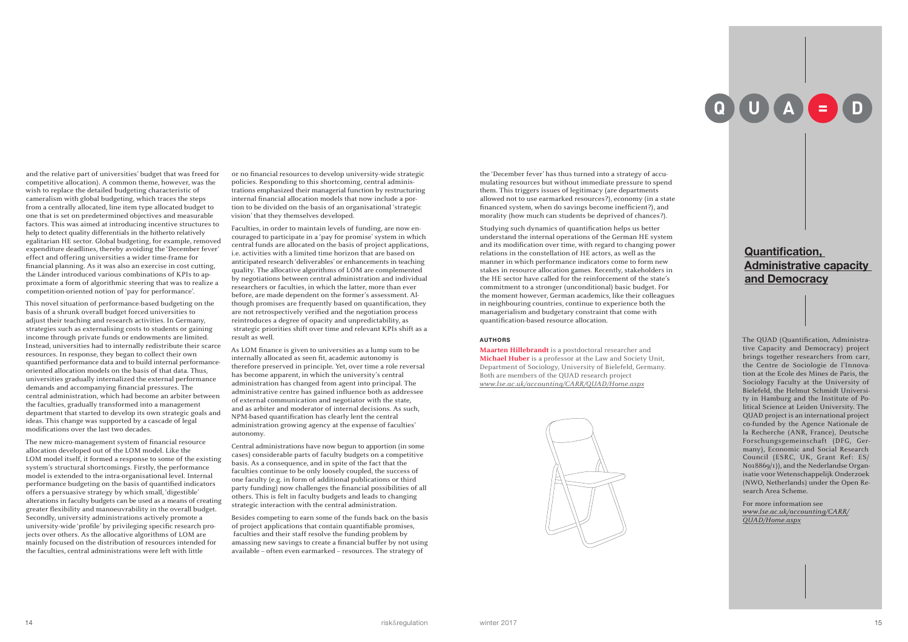and the relative part of universities' budget that was freed for competitive allocation). A common theme, however, was the wish to replace the detailed budgeting characteristic of cameralism with global budgeting, which traces the steps from a centrally allocated, line item type allocated budget to one that is set on predetermined objectives and measurable factors. This was aimed at introducing incentive structures to help to detect quality differentials in the hitherto relatively egalitarian HE sector. Global budgeting, for example, removed expenditure deadlines, thereby avoiding the 'December fever' effect and offering universities a wider time-frame for financial planning. As it was also an exercise in cost cutting, the Länder introduced various combinations of KPIs to approximate a form of algorithmic steering that was to realize a competition-oriented notion of 'pay for performance'.

This novel situation of performance-based budgeting on the basis of a shrunk overall budget forced universities to adjust their teaching and research activities. In Germany, strategies such as externalising costs to students or gaining income through private funds or endowments are limited. Instead, universities had to internally redistribute their scarce resources. In response, they began to collect their own quantified performance data and to build internal performance-oriented allocation models on the basis of that data. Thus, universities gradually internalized the external performance demands and accompanying financial pressures. The central administration, which had become an arbiter between the faculties, gradually transformed into a management department that started to develop its own strategic goals and ideas. This change was supported by a cascade of legal modifications over the last two decades.

The new micro-management system of financial resource allocation developed out of the LOM model. Like the LOM model itself, it formed a response to some of the existing system's structural shortcomings. Firstly, the performance model is extended to the intra-organisational level. Internal performance budgeting on the basis of quantified indicators offers a persuasive strategy by which small, 'digestible' alterations in faculty budgets can be used as a means of creating greater flexibility and manoeuvrability in the overall budget. Secondly, university administrations actively promote a university-wide 'profile' by privileging specific research projects over others. As the allocative algorithms of LOM are mainly focused on the distribution of resources intended for the faculties, central administrations were left with little or no financial resources to develop university-wide strategic policies. Responding to this shortcoming, central administrations emphasized their managerial function by restructuring internal financial allocation models that now include a portion to be divided on the basis of an organisational 'strategic vision' that they themselves developed.

Faculties, in order to maintain levels of funding, are now encouraged to participate in a 'pay for promise' system in which central funds are allocated on the basis of project applications, i.e. activities with a limited time horizon that are based on anticipated research 'deliverables' or enhancements in teaching quality. The allocative algorithms of LOM are complemented by negotiations between central administration and individual researchers or faculties, in which the latter, more than ever before, are made dependent on the former's assessment. Although promises are frequently based on quantification, they are not retrospectively verified and the negotiation process reintroduces a degree of opacity and unpredictability, as strategic priorities shift over time and relevant KPIs shift as a result as well.

As LOM finance is given to universities as a lump sum to be internally allocated as seen fit, academic autonomy is therefore preserved in principle. Yet, over time a role reversal has become apparent, in which the university's central administration has changed from agent into principal. The administrative centre has gained influence both as addressee of external communication and negotiator with the state, and as arbiter and moderator of internal decisions. As such, NPM-based quantification has clearly lent the central administration growing agency at the expense of faculties' autonomy.

Central administrations have now begun to apportion (in some cases) considerable parts of faculty budgets on a competitive basis. As a consequence, and in spite of the fact that the faculties continue to be only loosely coupled, the success of one faculty (e.g. in form of additional publications or third party funding) now challenges the financial possibilities of all others. This is felt in faculty budgets and leads to changing strategic interaction with the central administration.

Besides competing to earn some of the funds back on the basis of project applications that contain quantifiable promises, faculties and their staff resolve the funding problem by amassing new savings to create a financial buffer by not using available – often even earmarked – resources. The strategy of the 'December fever' has thus turned into a strategy of accumulating resources but without immediate pressure to spend them. This triggers issues of legitimacy (are departments allowed not to use earmarked resources?), economy (in a state financed system, when do savings become inefficient?), and morality (how much can students be deprived of chances?).

Studying such dynamics of quantification helps us better understand the internal operations of the German HE system and its modification over time, with regard to changing power relations in the constellation of HE actors, as well as the manner in which performance indicators come to form new stakes in resource allocation games. Recently, stakeholders in the HE sector have called for the reinforcement of the state's commitment to a stronger (unconditional) basic budget. For the moment however, German academics, like their colleagues in neighbouring countries, continue to experience both the managerialism and budgetary constraint that come with quantification-based resource allocation.

#### AUTHORS

**Maarten Hillebrandt** is a postdoctoral researcher and **Michael Huber** is a professor at the Law and Society Unit, Department of Sociology, University of Bielefeld, Germany. Both are members of the QUAD research project *www.lse.ac.uk/accounting/CARR/QUAD/Home.aspx*

Q U A = D

## Quantification, Administrative capacity and Democracy

The QUAD (Quantification, Administrative Capacity and Democracy) project brings together researchers from carr, the Centre de Sociologie de l'Innovation at the Ecole des Mines de Paris, the Sociology Faculty at the University of Bielefeld, the Helmut Schmidt University in Hamburg and the Institute of Political Science at Leiden University. The QUAD project is an international project co-funded by the Agence Nationale de la Recherche (ANR, France), Deutsche Forschungsgemeinschaft (DFG, Germany), Economic and Social Research Council (ESRC, UK, Grant Ref: ES/N018869/1)), and the Nederlandse Organisatie voor Wetenschappelijk Onderzoek (NWO, Netherlands) under the Open Research Area Scheme.

For more information see *www.lse.ac.uk/accounting/CARR/QUAD/Home.aspx*